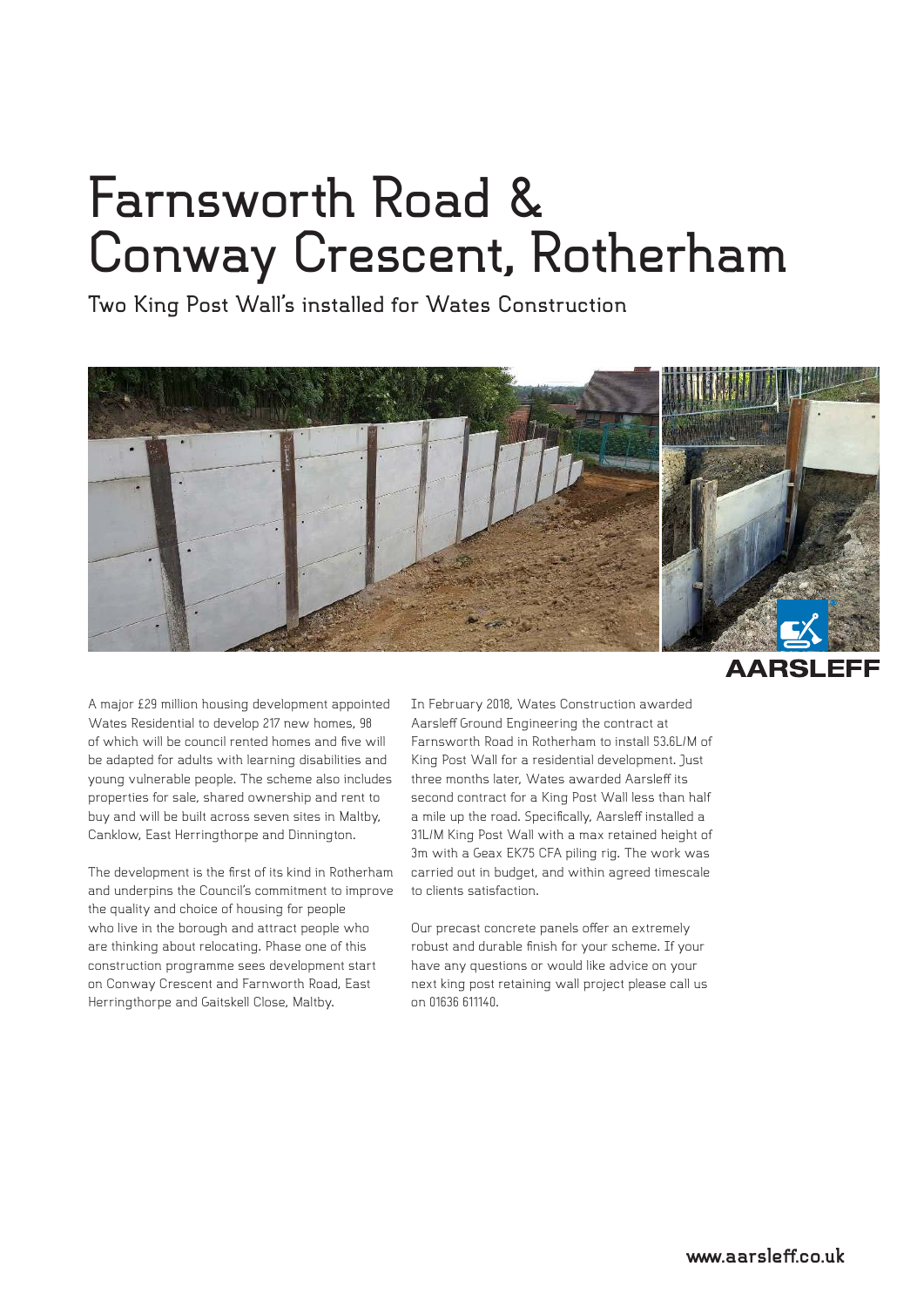# Farnsworth Road & Conway Crescent, Rotherham

## Two King Post Wall's installed for Wates Construction

AARSLEFF

A major £29 million housing development appointed Wates Residential to develop 217 new homes, 98 of which will be council rented homes and five will be adapted for adults with learning disabilities and young vulnerable people. The scheme also includes properties for sale, shared ownership and rent to buy and will be built across seven sites in Maltby, Canklow, East Herringthorpe and Dinnington.

The development is the first of its kind in Rotherham and underpins the Council's commitment to improve the quality and choice of housing for people who live in the borough and attract people who are thinking about relocating. Phase one of this construction programme sees development start on Conway Crescent and Farnworth Road, East Herringthorpe and Gaitskell Close, Maltby.

In February 2018, Wates Construction awarded Aarsleff Ground Engineering the contract at Farnsworth Road in Rotherham to install 53.6L/M of King Post Wall for a residential development. Just three months later, Wates awarded Aarsleff its second contract for a King Post Wall less than half a mile up the road. Specifically, Aarsleff installed a 31L/M King Post Wall with a max retained height of 3m with a Geax EK75 CFA piling rig. The work was carried out in budget, and within agreed timescale to clients satisfaction.

Our precast concrete panels offer an extremely robust and durable finish for your scheme. If your have any questions or would like advice on your next king post retaining wall project please call us on 01636 611140.

www.aarsleff.co.uk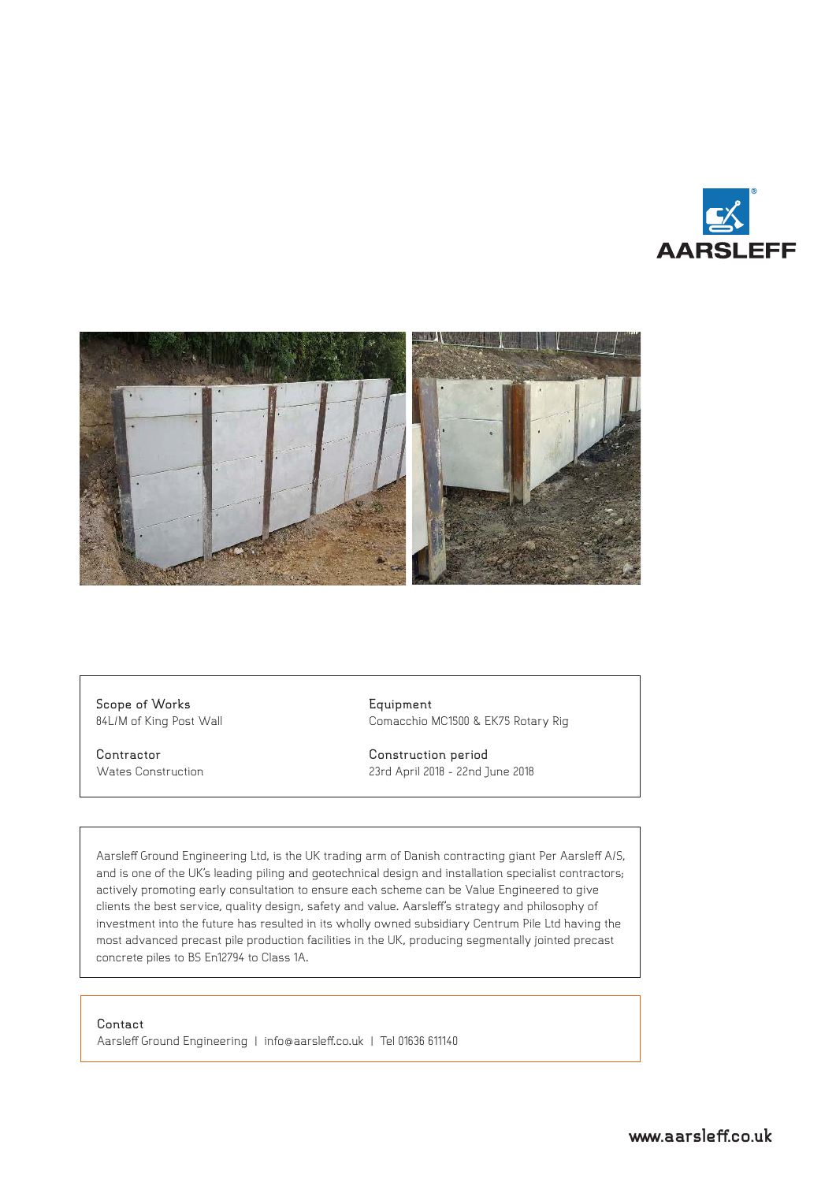**Scope of Works**
84L/M of King Post Wall

**Equipment**
Comacchio MC1500 & EK75 Rotary Rig

**Contractor**
Wates Construction

**Construction period**
23rd April 2018 - 22nd June 2018

Aarsleff Ground Engineering Ltd, is the UK trading arm of Danish contracting giant Per Aarsleff A/S, and is one of the UK's leading piling and geotechnical design and installation specialist contractors; actively promoting early consultation to ensure each scheme can be Value Engineered to give clients the best service, quality design, safety and value. Aarsleff's strategy and philosophy of investment into the future has resulted in its wholly owned subsidiary Centrum Pile Ltd having the most advanced precast pile production facilities in the UK, producing segmentally jointed precast concrete piles to BS En12794 to Class 1A.

**Contact**
Aarsleff Ground Engineering | info@aarsleff.co.uk | Tel 01636 611140

www.aarsleff.co.uk